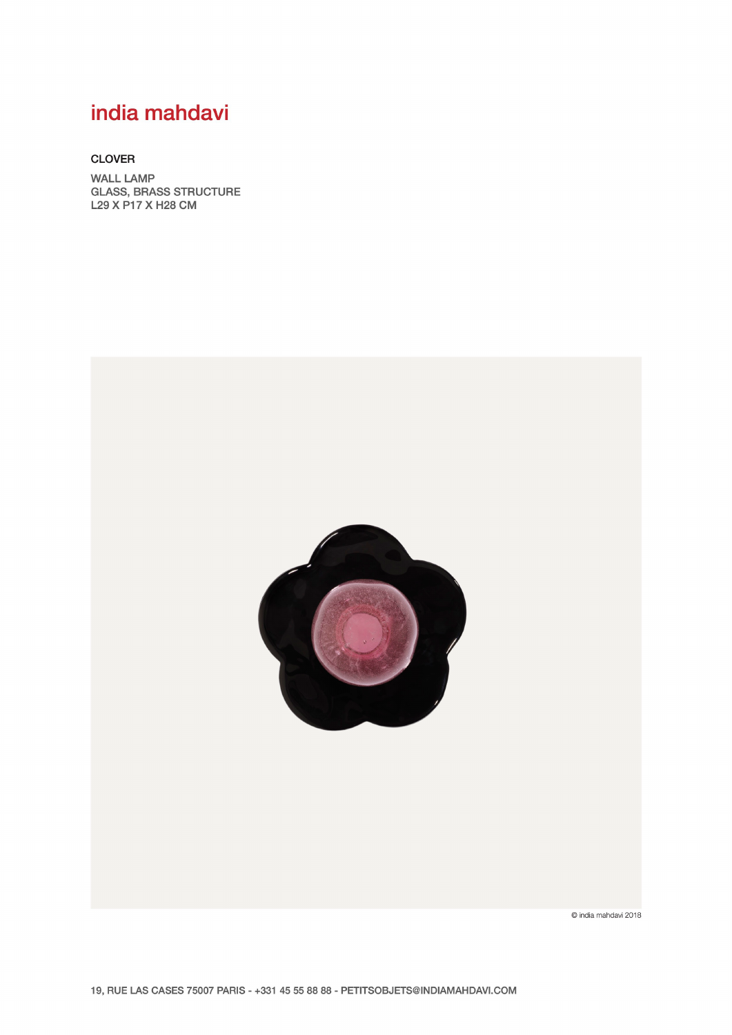# india mahdavi

## CLOVER

WALL LAMP
GLASS, BRASS STRUCTURE
L29 X P17 X H28 CM

© india mahdavi 2018

19, RUE LAS CASES 75007 PARIS - +331 45 55 88 88 - PETITSOBJETS@INDIAMAHDAVI.COM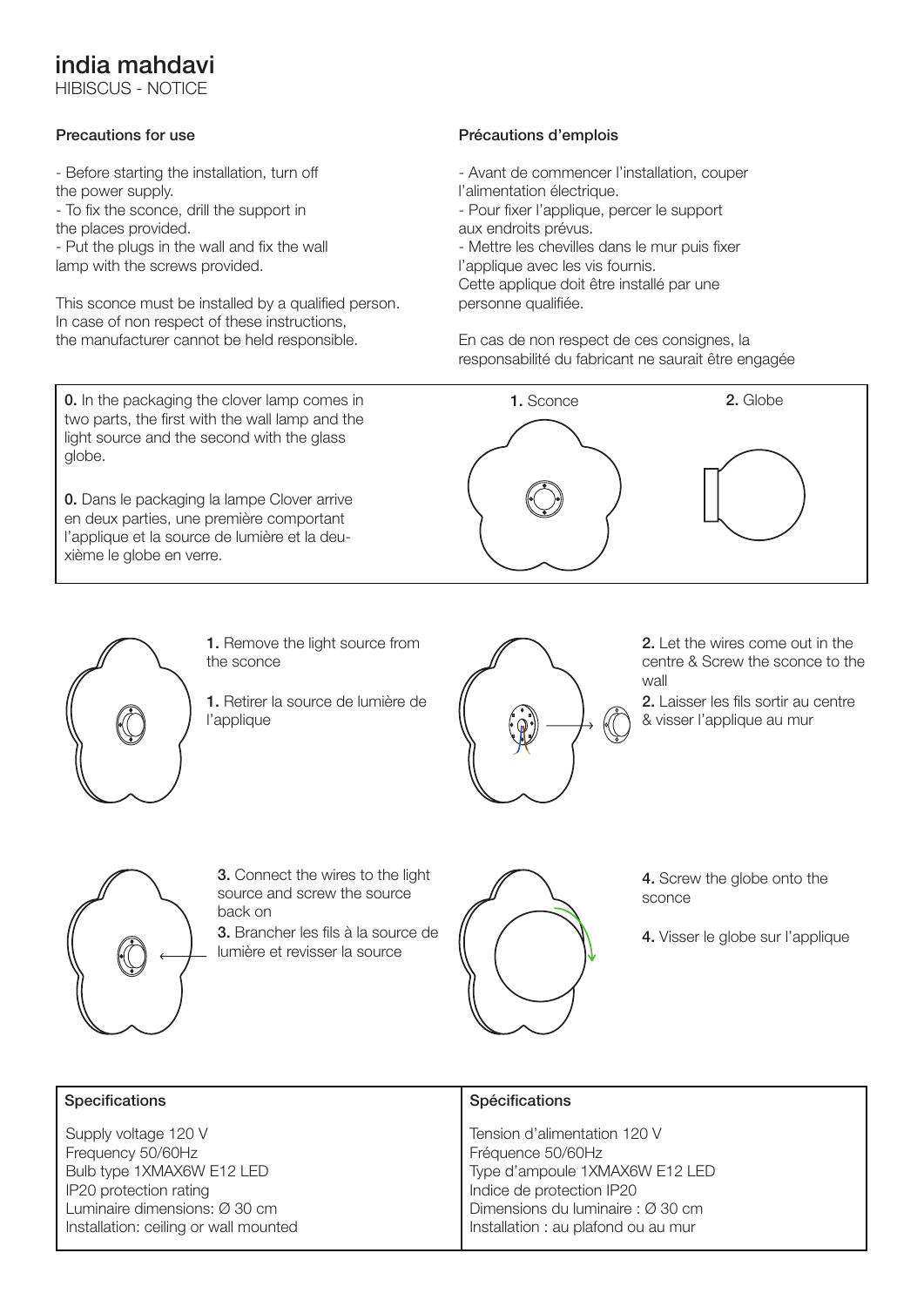# india mahdavi

HIBISCUS - NOTICE

**Precautions for use**

- Before starting the installation, turn off the power supply.
- To fix the sconce, drill the support in the places provided.
- Put the plugs in the wall and fix the wall lamp with the screws provided.

This sconce must be installed by a qualified person. In case of non respect of these instructions, the manufacturer cannot be held responsible.

**Précautions d'emplois**

- Avant de commencer l'installation, couper l'alimentation électrique.
- Pour fixer l'applique, percer le support aux endroits prévus.
- Mettre les chevilles dans le mur puis fixer l'applique avec les vis fournis.

Cette applique doit être installé par une personne qualifiée.

En cas de non respect de ces consignes, la responsabilité du fabricant ne saurait être engagée

**0.** In the packaging the clover lamp comes in two parts, the first with the wall lamp and the light source and the second with the glass globe.

**0.** Dans le packaging la lampe Clover arrive en deux parties, une première comportant l'applique et la source de lumière et la deuxième le globe en verre.

**1.** Sconce

**2.** Globe

**1.** Remove the light source from the sconce

**1.** Retirer la source de lumière de l'applique

**2.** Let the wires come out in the centre & Screw the sconce to the wall

**2.** Laisser les fils sortir au centre & visser l'applique au mur

**3.** Connect the wires to the light source and screw the source back on

**3.** Brancher les fils à la source de lumière et revisser la source

**4.** Screw the globe onto the sconce

**4.** Visser le globe sur l'applique

| Specifications | Spécifications |
| --- | --- |
| Supply voltage 120 V | Tension d'alimentation 120 V |
| Frequency 50/60Hz | Fréquence 50/60Hz |
| Bulb type 1XMAX6W E12 LED | Type d'ampoule 1XMAX6W E12 LED |
| IP20 protection rating | Indice de protection IP20 |
| Luminaire dimensions: Ø 30 cm | Dimensions du luminaire : Ø 30 cm |
| Installation: ceiling or wall mounted | Installation : au plafond ou au mur |